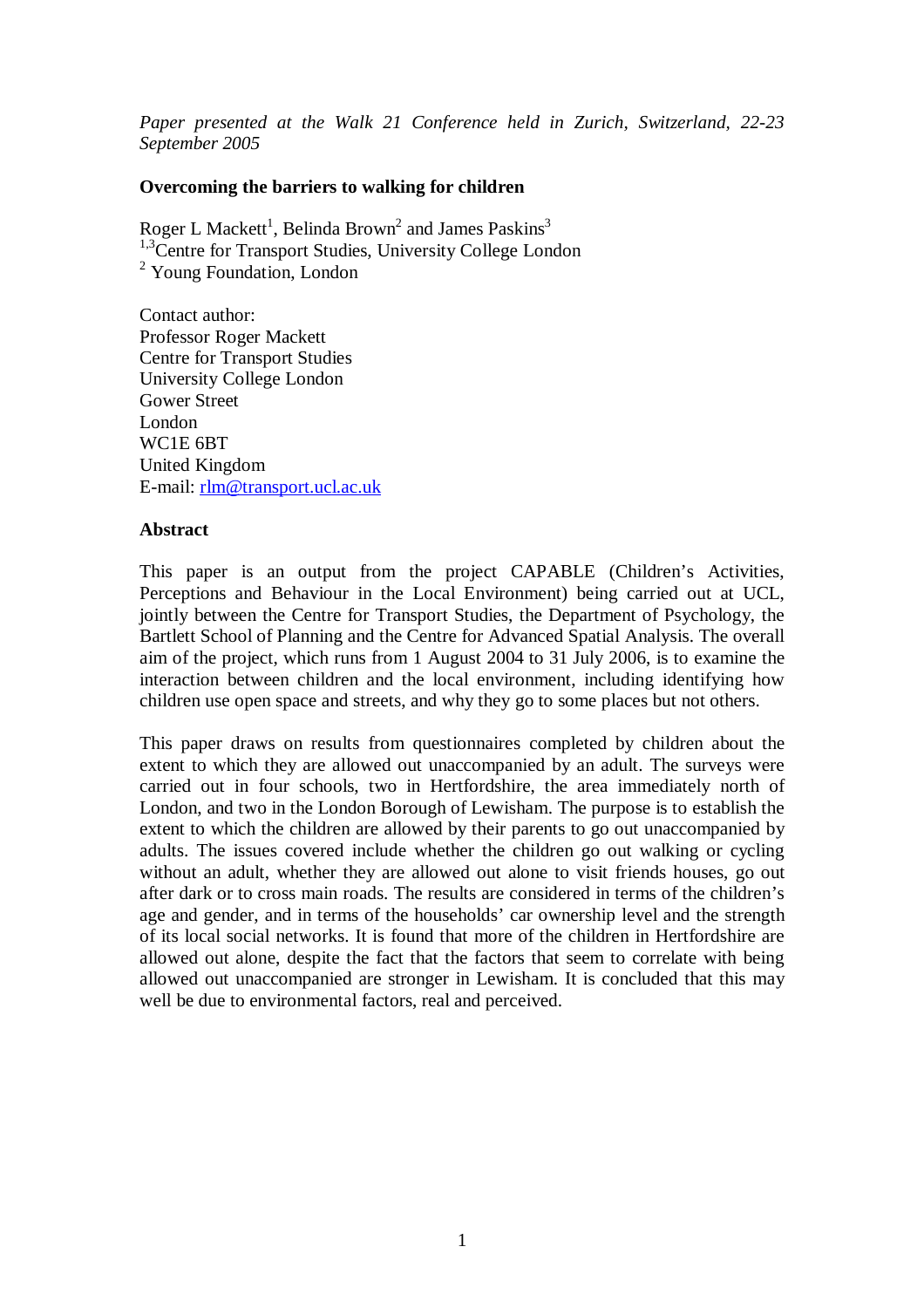*Paper presented at the Walk 21 Conference held in Zurich, Switzerland, 22-23 September 2005*

# Overcoming the barriers to walking for children

Roger L Mackett[1], Belinda Brown[2] and James Paskins[3]
[1,3]Centre for Transport Studies, University College London
[2] Young Foundation, London

Contact author:
Professor Roger Mackett
Centre for Transport Studies
University College London
Gower Street
London
WC1E 6BT
United Kingdom
E-mail: rlm@transport.ucl.ac.uk

## Abstract

This paper is an output from the project CAPABLE (Children's Activities, Perceptions and Behaviour in the Local Environment) being carried out at UCL, jointly between the Centre for Transport Studies, the Department of Psychology, the Bartlett School of Planning and the Centre for Advanced Spatial Analysis. The overall aim of the project, which runs from 1 August 2004 to 31 July 2006, is to examine the interaction between children and the local environment, including identifying how children use open space and streets, and why they go to some places but not others.

This paper draws on results from questionnaires completed by children about the extent to which they are allowed out unaccompanied by an adult. The surveys were carried out in four schools, two in Hertfordshire, the area immediately north of London, and two in the London Borough of Lewisham. The purpose is to establish the extent to which the children are allowed by their parents to go out unaccompanied by adults. The issues covered include whether the children go out walking or cycling without an adult, whether they are allowed out alone to visit friends houses, go out after dark or to cross main roads. The results are considered in terms of the children's age and gender, and in terms of the households' car ownership level and the strength of its local social networks. It is found that more of the children in Hertfordshire are allowed out alone, despite the fact that the factors that seem to correlate with being allowed out unaccompanied are stronger in Lewisham. It is concluded that this may well be due to environmental factors, real and perceived.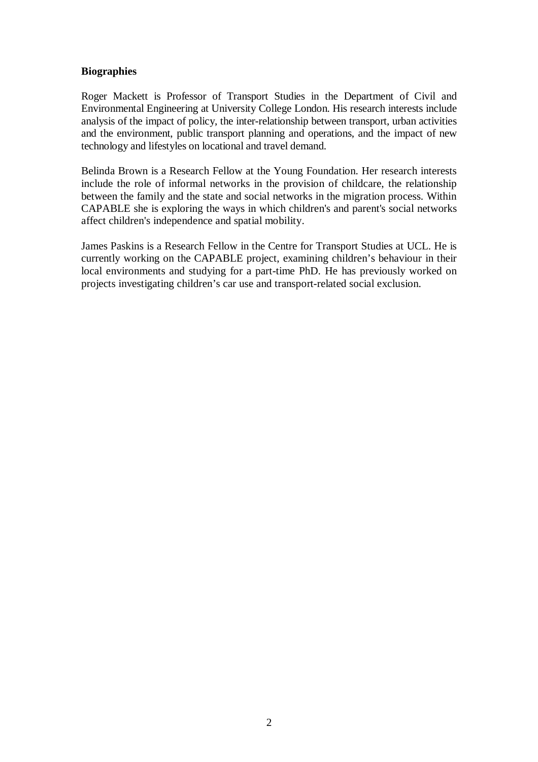**Biographies**

Roger Mackett is Professor of Transport Studies in the Department of Civil and Environmental Engineering at University College London. His research interests include analysis of the impact of policy, the inter-relationship between transport, urban activities and the environment, public transport planning and operations, and the impact of new technology and lifestyles on locational and travel demand.

Belinda Brown is a Research Fellow at the Young Foundation. Her research interests include the role of informal networks in the provision of childcare, the relationship between the family and the state and social networks in the migration process. Within CAPABLE she is exploring the ways in which children's and parent's social networks affect children's independence and spatial mobility.

James Paskins is a Research Fellow in the Centre for Transport Studies at UCL. He is currently working on the CAPABLE project, examining children’s behaviour in their local environments and studying for a part-time PhD. He has previously worked on projects investigating children’s car use and transport-related social exclusion.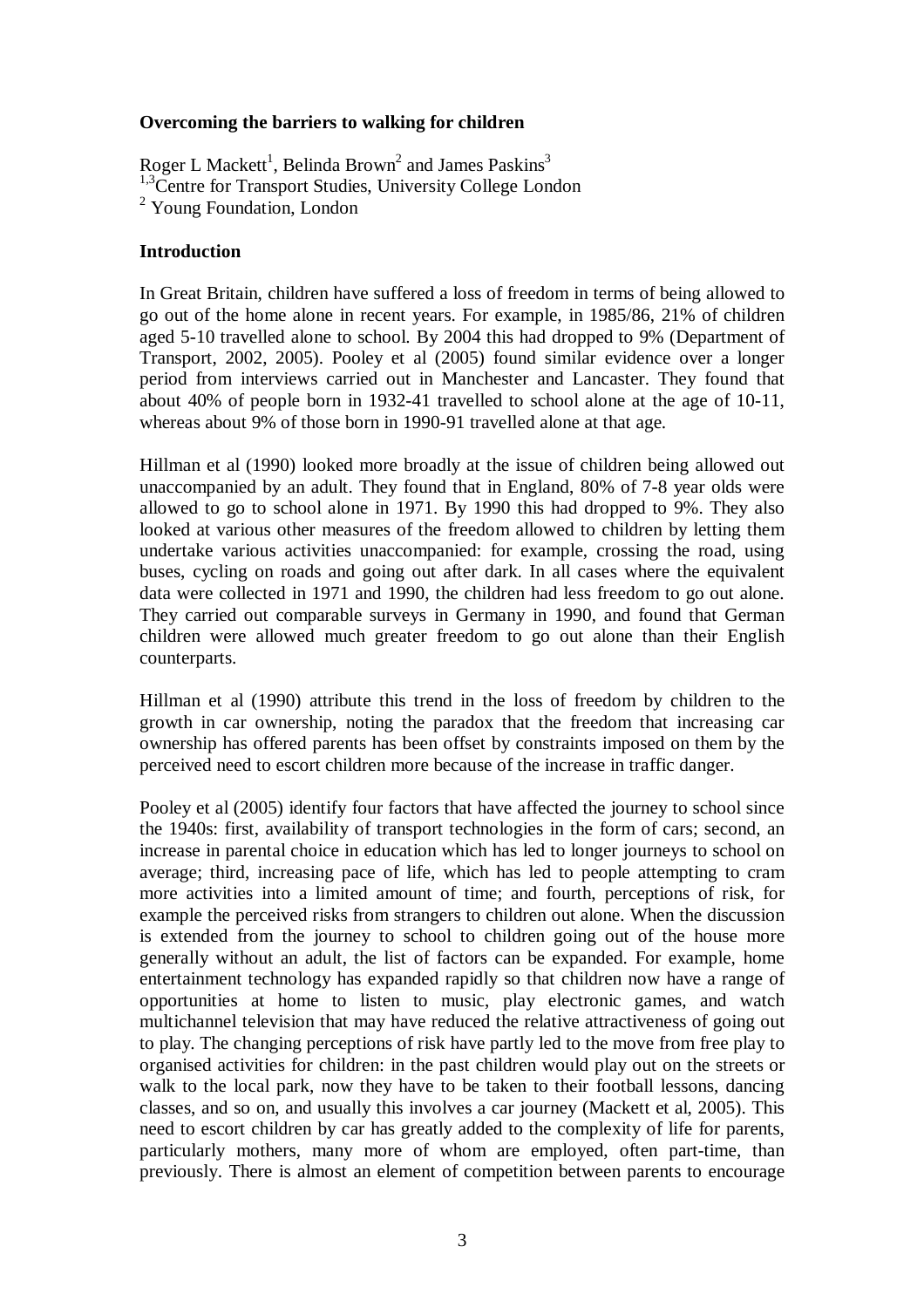**Overcoming the barriers to walking for children**

Roger L Mackett[1], Belinda Brown[2] and James Paskins[3]
[1,3]Centre for Transport Studies, University College London
[2] Young Foundation, London

**Introduction**

In Great Britain, children have suffered a loss of freedom in terms of being allowed to go out of the home alone in recent years. For example, in 1985/86, 21% of children aged 5-10 travelled alone to school. By 2004 this had dropped to 9% (Department of Transport, 2002, 2005). Pooley et al (2005) found similar evidence over a longer period from interviews carried out in Manchester and Lancaster. They found that about 40% of people born in 1932-41 travelled to school alone at the age of 10-11, whereas about 9% of those born in 1990-91 travelled alone at that age.

Hillman et al (1990) looked more broadly at the issue of children being allowed out unaccompanied by an adult. They found that in England, 80% of 7-8 year olds were allowed to go to school alone in 1971. By 1990 this had dropped to 9%. They also looked at various other measures of the freedom allowed to children by letting them undertake various activities unaccompanied: for example, crossing the road, using buses, cycling on roads and going out after dark. In all cases where the equivalent data were collected in 1971 and 1990, the children had less freedom to go out alone. They carried out comparable surveys in Germany in 1990, and found that German children were allowed much greater freedom to go out alone than their English counterparts.

Hillman et al (1990) attribute this trend in the loss of freedom by children to the growth in car ownership, noting the paradox that the freedom that increasing car ownership has offered parents has been offset by constraints imposed on them by the perceived need to escort children more because of the increase in traffic danger.

Pooley et al (2005) identify four factors that have affected the journey to school since the 1940s: first, availability of transport technologies in the form of cars; second, an increase in parental choice in education which has led to longer journeys to school on average; third, increasing pace of life, which has led to people attempting to cram more activities into a limited amount of time; and fourth, perceptions of risk, for example the perceived risks from strangers to children out alone. When the discussion is extended from the journey to school to children going out of the house more generally without an adult, the list of factors can be expanded. For example, home entertainment technology has expanded rapidly so that children now have a range of opportunities at home to listen to music, play electronic games, and watch multichannel television that may have reduced the relative attractiveness of going out to play. The changing perceptions of risk have partly led to the move from free play to organised activities for children: in the past children would play out on the streets or walk to the local park, now they have to be taken to their football lessons, dancing classes, and so on, and usually this involves a car journey (Mackett et al, 2005). This need to escort children by car has greatly added to the complexity of life for parents, particularly mothers, many more of whom are employed, often part-time, than previously. There is almost an element of competition between parents to encourage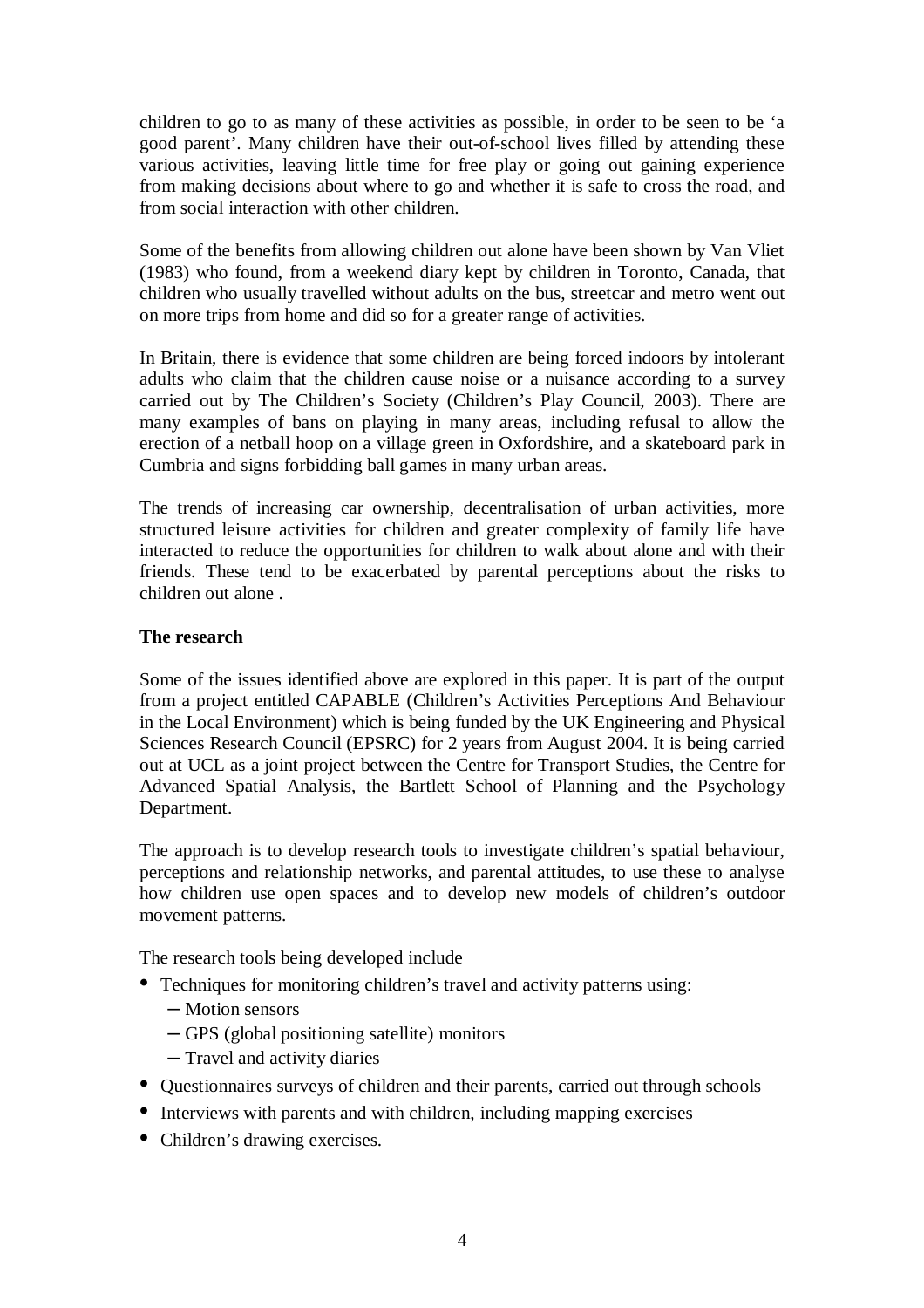children to go to as many of these activities as possible, in order to be seen to be 'a good parent'. Many children have their out-of-school lives filled by attending these various activities, leaving little time for free play or going out gaining experience from making decisions about where to go and whether it is safe to cross the road, and from social interaction with other children.

Some of the benefits from allowing children out alone have been shown by Van Vliet (1983) who found, from a weekend diary kept by children in Toronto, Canada, that children who usually travelled without adults on the bus, streetcar and metro went out on more trips from home and did so for a greater range of activities.

In Britain, there is evidence that some children are being forced indoors by intolerant adults who claim that the children cause noise or a nuisance according to a survey carried out by The Children's Society (Children's Play Council, 2003). There are many examples of bans on playing in many areas, including refusal to allow the erection of a netball hoop on a village green in Oxfordshire, and a skateboard park in Cumbria and signs forbidding ball games in many urban areas.

The trends of increasing car ownership, decentralisation of urban activities, more structured leisure activities for children and greater complexity of family life have interacted to reduce the opportunities for children to walk about alone and with their friends. These tend to be exacerbated by parental perceptions about the risks to children out alone .

**The research**

Some of the issues identified above are explored in this paper. It is part of the output from a project entitled CAPABLE (Children's Activities Perceptions And Behaviour in the Local Environment) which is being funded by the UK Engineering and Physical Sciences Research Council (EPSRC) for 2 years from August 2004. It is being carried out at UCL as a joint project between the Centre for Transport Studies, the Centre for Advanced Spatial Analysis, the Bartlett School of Planning and the Psychology Department.

The approach is to develop research tools to investigate children's spatial behaviour, perceptions and relationship networks, and parental attitudes, to use these to analyse how children use open spaces and to develop new models of children's outdoor movement patterns.

The research tools being developed include

- Techniques for monitoring children's travel and activity patterns using:
  - Motion sensors
  - GPS (global positioning satellite) monitors
  - Travel and activity diaries
- Questionnaires surveys of children and their parents, carried out through schools
- Interviews with parents and with children, including mapping exercises
- Children's drawing exercises.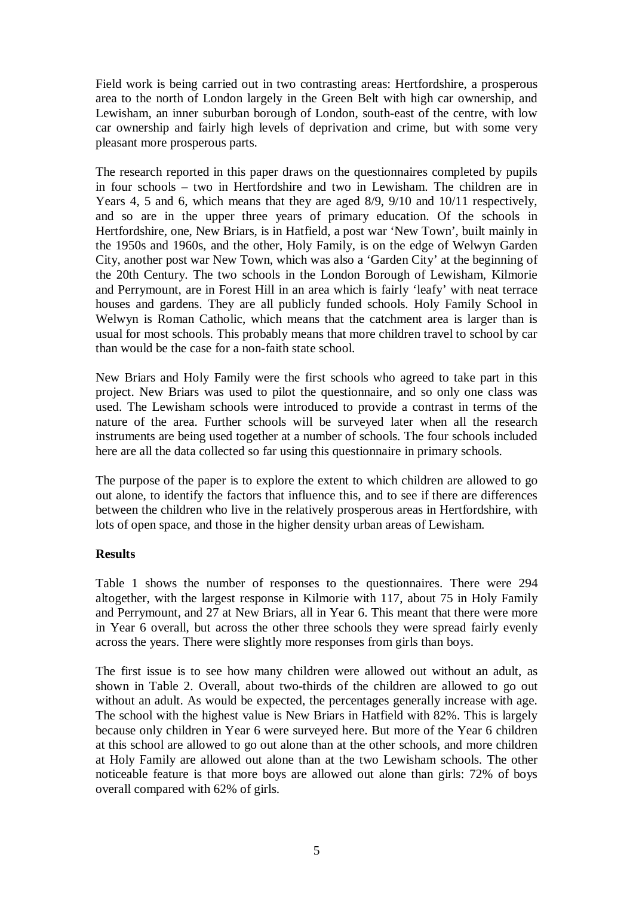Field work is being carried out in two contrasting areas: Hertfordshire, a prosperous area to the north of London largely in the Green Belt with high car ownership, and Lewisham, an inner suburban borough of London, south-east of the centre, with low car ownership and fairly high levels of deprivation and crime, but with some very pleasant more prosperous parts.

The research reported in this paper draws on the questionnaires completed by pupils in four schools – two in Hertfordshire and two in Lewisham. The children are in Years 4, 5 and 6, which means that they are aged 8/9, 9/10 and 10/11 respectively, and so are in the upper three years of primary education. Of the schools in Hertfordshire, one, New Briars, is in Hatfield, a post war 'New Town', built mainly in the 1950s and 1960s, and the other, Holy Family, is on the edge of Welwyn Garden City, another post war New Town, which was also a 'Garden City' at the beginning of the 20th Century. The two schools in the London Borough of Lewisham, Kilmorie and Perrymount, are in Forest Hill in an area which is fairly 'leafy' with neat terrace houses and gardens. They are all publicly funded schools. Holy Family School in Welwyn is Roman Catholic, which means that the catchment area is larger than is usual for most schools. This probably means that more children travel to school by car than would be the case for a non-faith state school.

New Briars and Holy Family were the first schools who agreed to take part in this project. New Briars was used to pilot the questionnaire, and so only one class was used. The Lewisham schools were introduced to provide a contrast in terms of the nature of the area. Further schools will be surveyed later when all the research instruments are being used together at a number of schools. The four schools included here are all the data collected so far using this questionnaire in primary schools.

The purpose of the paper is to explore the extent to which children are allowed to go out alone, to identify the factors that influence this, and to see if there are differences between the children who live in the relatively prosperous areas in Hertfordshire, with lots of open space, and those in the higher density urban areas of Lewisham.

**Results**

Table 1 shows the number of responses to the questionnaires. There were 294 altogether, with the largest response in Kilmorie with 117, about 75 in Holy Family and Perrymount, and 27 at New Briars, all in Year 6. This meant that there were more in Year 6 overall, but across the other three schools they were spread fairly evenly across the years. There were slightly more responses from girls than boys.

The first issue is to see how many children were allowed out without an adult, as shown in Table 2. Overall, about two-thirds of the children are allowed to go out without an adult. As would be expected, the percentages generally increase with age. The school with the highest value is New Briars in Hatfield with 82%. This is largely because only children in Year 6 were surveyed here. But more of the Year 6 children at this school are allowed to go out alone than at the other schools, and more children at Holy Family are allowed out alone than at the two Lewisham schools. The other noticeable feature is that more boys are allowed out alone than girls: 72% of boys overall compared with 62% of girls.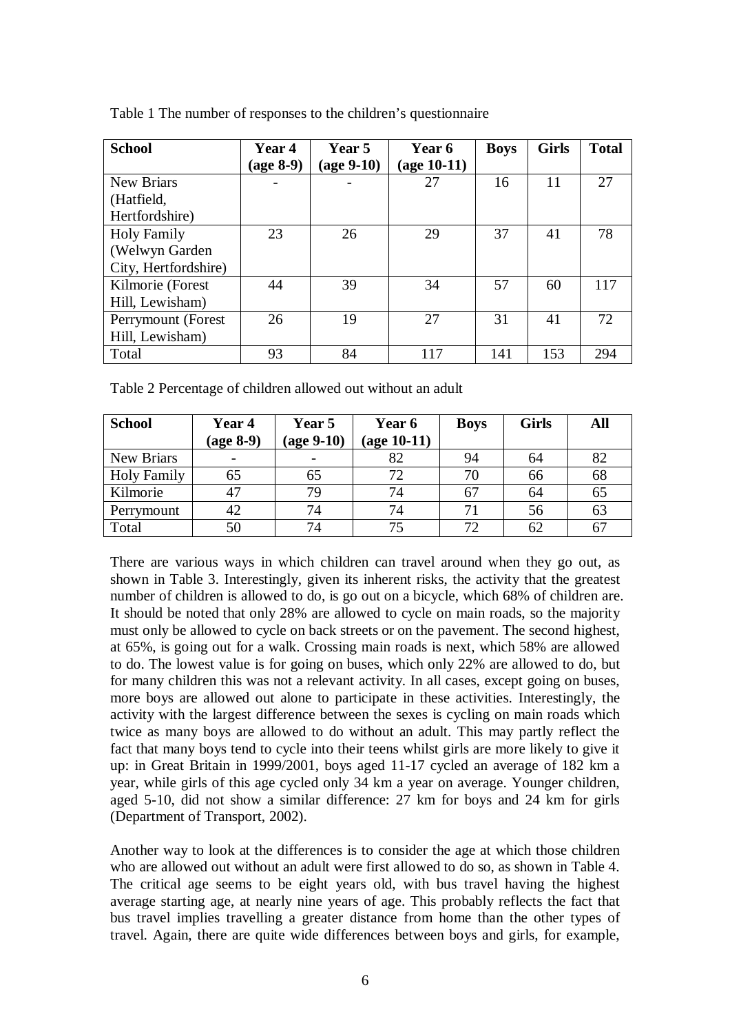Table 1 The number of responses to the children's questionnaire

| School | Year 4 (age 8-9) | Year 5 (age 9-10) | Year 6 (age 10-11) | Boys | Girls | Total |
|---|---|---|---|---|---|---|
| New Briars (Hatfield, Hertfordshire) | - | - | 27 | 16 | 11 | 27 |
| Holy Family (Welwyn Garden City, Hertfordshire) | 23 | 26 | 29 | 37 | 41 | 78 |
| Kilmorie (Forest Hill, Lewisham) | 44 | 39 | 34 | 57 | 60 | 117 |
| Perrymount (Forest Hill, Lewisham) | 26 | 19 | 27 | 31 | 41 | 72 |
| Total | 93 | 84 | 117 | 141 | 153 | 294 |

Table 2 Percentage of children allowed out without an adult

| School | Year 4 (age 8-9) | Year 5 (age 9-10) | Year 6 (age 10-11) | Boys | Girls | All |
|---|---|---|---|---|---|---|
| New Briars | - | - | 82 | 94 | 64 | 82 |
| Holy Family | 65 | 65 | 72 | 70 | 66 | 68 |
| Kilmorie | 47 | 79 | 74 | 67 | 64 | 65 |
| Perrymount | 42 | 74 | 74 | 71 | 56 | 63 |
| Total | 50 | 74 | 75 | 72 | 62 | 67 |

There are various ways in which children can travel around when they go out, as shown in Table 3. Interestingly, given its inherent risks, the activity that the greatest number of children is allowed to do, is go out on a bicycle, which 68% of children are. It should be noted that only 28% are allowed to cycle on main roads, so the majority must only be allowed to cycle on back streets or on the pavement. The second highest, at 65%, is going out for a walk. Crossing main roads is next, which 58% are allowed to do. The lowest value is for going on buses, which only 22% are allowed to do, but for many children this was not a relevant activity. In all cases, except going on buses, more boys are allowed out alone to participate in these activities. Interestingly, the activity with the largest difference between the sexes is cycling on main roads which twice as many boys are allowed to do without an adult. This may partly reflect the fact that many boys tend to cycle into their teens whilst girls are more likely to give it up: in Great Britain in 1999/2001, boys aged 11-17 cycled an average of 182 km a year, while girls of this age cycled only 34 km a year on average. Younger children, aged 5-10, did not show a similar difference: 27 km for boys and 24 km for girls (Department of Transport, 2002).

Another way to look at the differences is to consider the age at which those children who are allowed out without an adult were first allowed to do so, as shown in Table 4. The critical age seems to be eight years old, with bus travel having the highest average starting age, at nearly nine years of age. This probably reflects the fact that bus travel implies travelling a greater distance from home than the other types of travel. Again, there are quite wide differences between boys and girls, for example,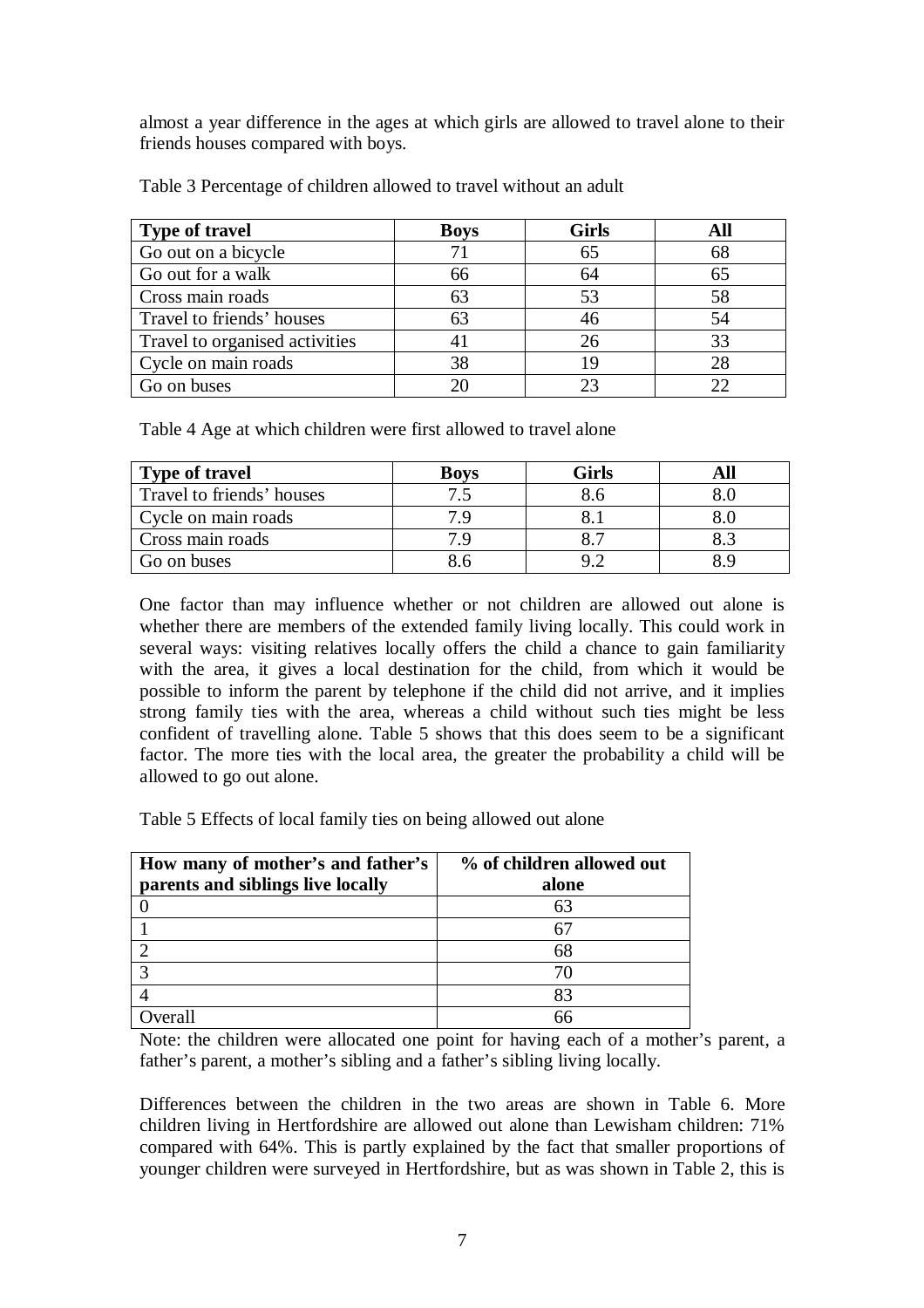almost a year difference in the ages at which girls are allowed to travel alone to their friends houses compared with boys.

Table 3 Percentage of children allowed to travel without an adult

| Type of travel | Boys | Girls | All |
|---|---|---|---|
| Go out on a bicycle | 71 | 65 | 68 |
| Go out for a walk | 66 | 64 | 65 |
| Cross main roads | 63 | 53 | 58 |
| Travel to friends' houses | 63 | 46 | 54 |
| Travel to organised activities | 41 | 26 | 33 |
| Cycle on main roads | 38 | 19 | 28 |
| Go on buses | 20 | 23 | 22 |

Table 4 Age at which children were first allowed to travel alone

| Type of travel | Boys | Girls | All |
|---|---|---|---|
| Travel to friends' houses | 7.5 | 8.6 | 8.0 |
| Cycle on main roads | 7.9 | 8.1 | 8.0 |
| Cross main roads | 7.9 | 8.7 | 8.3 |
| Go on buses | 8.6 | 9.2 | 8.9 |

One factor than may influence whether or not children are allowed out alone is whether there are members of the extended family living locally. This could work in several ways: visiting relatives locally offers the child a chance to gain familiarity with the area, it gives a local destination for the child, from which it would be possible to inform the parent by telephone if the child did not arrive, and it implies strong family ties with the area, whereas a child without such ties might be less confident of travelling alone. Table 5 shows that this does seem to be a significant factor. The more ties with the local area, the greater the probability a child will be allowed to go out alone.

Table 5 Effects of local family ties on being allowed out alone

| How many of mother's and father's parents and siblings live locally | % of children allowed out alone |
|---|---|
| 0 | 63 |
| 1 | 67 |
| 2 | 68 |
| 3 | 70 |
| 4 | 83 |
| Overall | 66 |

Note: the children were allocated one point for having each of a mother's parent, a father's parent, a mother's sibling and a father's sibling living locally.

Differences between the children in the two areas are shown in Table 6. More children living in Hertfordshire are allowed out alone than Lewisham children: 71% compared with 64%. This is partly explained by the fact that smaller proportions of younger children were surveyed in Hertfordshire, but as was shown in Table 2, this is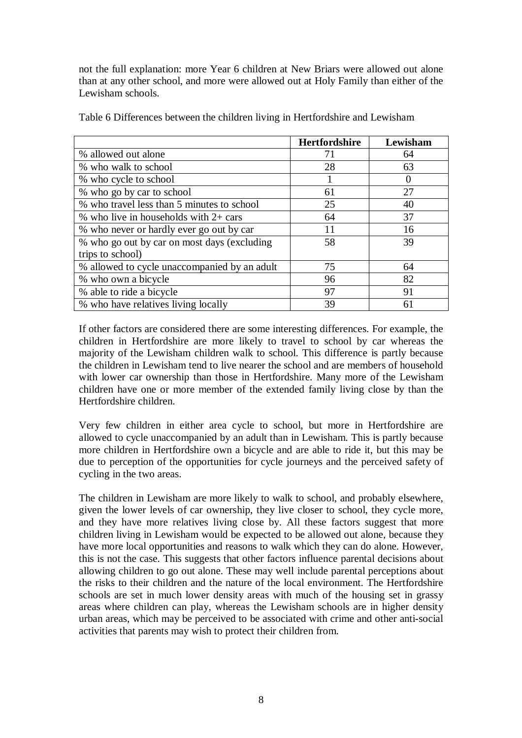not the full explanation: more Year 6 children at New Briars were allowed out alone than at any other school, and more were allowed out at Holy Family than either of the Lewisham schools.

Table 6 Differences between the children living in Hertfordshire and Lewisham

| | Hertfordshire | Lewisham |
|---|---|---|
| % allowed out alone | 71 | 64 |
| % who walk to school | 28 | 63 |
| % who cycle to school | 1 | 0 |
| % who go by car to school | 61 | 27 |
| % who travel less than 5 minutes to school | 25 | 40 |
| % who live in households with 2+ cars | 64 | 37 |
| % who never or hardly ever go out by car | 11 | 16 |
| % who go out by car on most days (excluding trips to school) | 58 | 39 |
| % allowed to cycle unaccompanied by an adult | 75 | 64 |
| % who own a bicycle | 96 | 82 |
| % able to ride a bicycle | 97 | 91 |
| % who have relatives living locally | 39 | 61 |

If other factors are considered there are some interesting differences. For example, the children in Hertfordshire are more likely to travel to school by car whereas the majority of the Lewisham children walk to school. This difference is partly because the children in Lewisham tend to live nearer the school and are members of household with lower car ownership than those in Hertfordshire. Many more of the Lewisham children have one or more member of the extended family living close by than the Hertfordshire children.

Very few children in either area cycle to school, but more in Hertfordshire are allowed to cycle unaccompanied by an adult than in Lewisham. This is partly because more children in Hertfordshire own a bicycle and are able to ride it, but this may be due to perception of the opportunities for cycle journeys and the perceived safety of cycling in the two areas.

The children in Lewisham are more likely to walk to school, and probably elsewhere, given the lower levels of car ownership, they live closer to school, they cycle more, and they have more relatives living close by. All these factors suggest that more children living in Lewisham would be expected to be allowed out alone, because they have more local opportunities and reasons to walk which they can do alone. However, this is not the case. This suggests that other factors influence parental decisions about allowing children to go out alone. These may well include parental perceptions about the risks to their children and the nature of the local environment. The Hertfordshire schools are set in much lower density areas with much of the housing set in grassy areas where children can play, whereas the Lewisham schools are in higher density urban areas, which may be perceived to be associated with crime and other anti-social activities that parents may wish to protect their children from.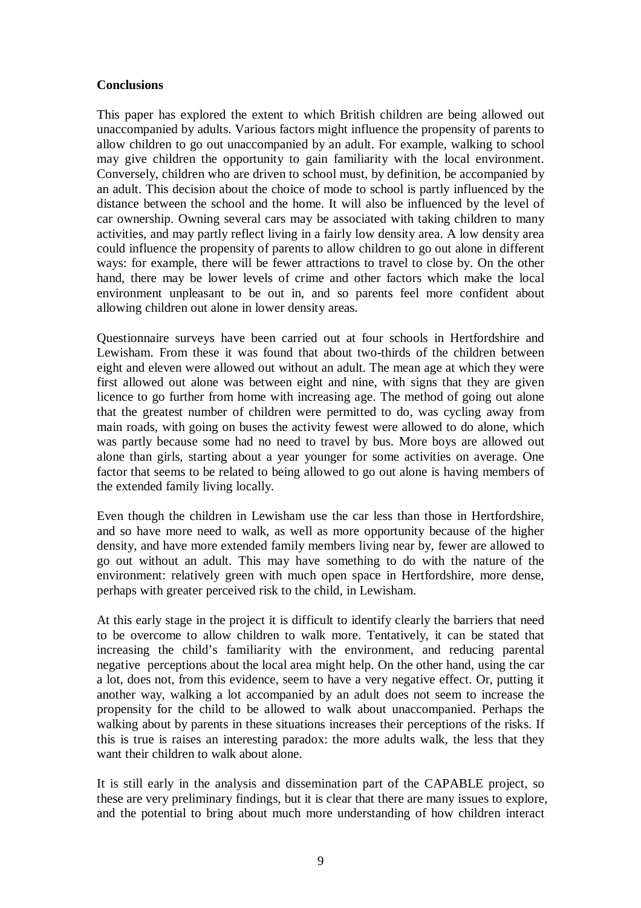**Conclusions**

This paper has explored the extent to which British children are being allowed out unaccompanied by adults. Various factors might influence the propensity of parents to allow children to go out unaccompanied by an adult. For example, walking to school may give children the opportunity to gain familiarity with the local environment. Conversely, children who are driven to school must, by definition, be accompanied by an adult. This decision about the choice of mode to school is partly influenced by the distance between the school and the home. It will also be influenced by the level of car ownership. Owning several cars may be associated with taking children to many activities, and may partly reflect living in a fairly low density area. A low density area could influence the propensity of parents to allow children to go out alone in different ways: for example, there will be fewer attractions to travel to close by. On the other hand, there may be lower levels of crime and other factors which make the local environment unpleasant to be out in, and so parents feel more confident about allowing children out alone in lower density areas.

Questionnaire surveys have been carried out at four schools in Hertfordshire and Lewisham. From these it was found that about two-thirds of the children between eight and eleven were allowed out without an adult. The mean age at which they were first allowed out alone was between eight and nine, with signs that they are given licence to go further from home with increasing age. The method of going out alone that the greatest number of children were permitted to do, was cycling away from main roads, with going on buses the activity fewest were allowed to do alone, which was partly because some had no need to travel by bus. More boys are allowed out alone than girls, starting about a year younger for some activities on average. One factor that seems to be related to being allowed to go out alone is having members of the extended family living locally.

Even though the children in Lewisham use the car less than those in Hertfordshire, and so have more need to walk, as well as more opportunity because of the higher density, and have more extended family members living near by, fewer are allowed to go out without an adult. This may have something to do with the nature of the environment: relatively green with much open space in Hertfordshire, more dense, perhaps with greater perceived risk to the child, in Lewisham.

At this early stage in the project it is difficult to identify clearly the barriers that need to be overcome to allow children to walk more. Tentatively, it can be stated that increasing the child's familiarity with the environment, and reducing parental negative perceptions about the local area might help. On the other hand, using the car a lot, does not, from this evidence, seem to have a very negative effect. Or, putting it another way, walking a lot accompanied by an adult does not seem to increase the propensity for the child to be allowed to walk about unaccompanied. Perhaps the walking about by parents in these situations increases their perceptions of the risks. If this is true is raises an interesting paradox: the more adults walk, the less that they want their children to walk about alone.

It is still early in the analysis and dissemination part of the CAPABLE project, so these are very preliminary findings, but it is clear that there are many issues to explore, and the potential to bring about much more understanding of how children interact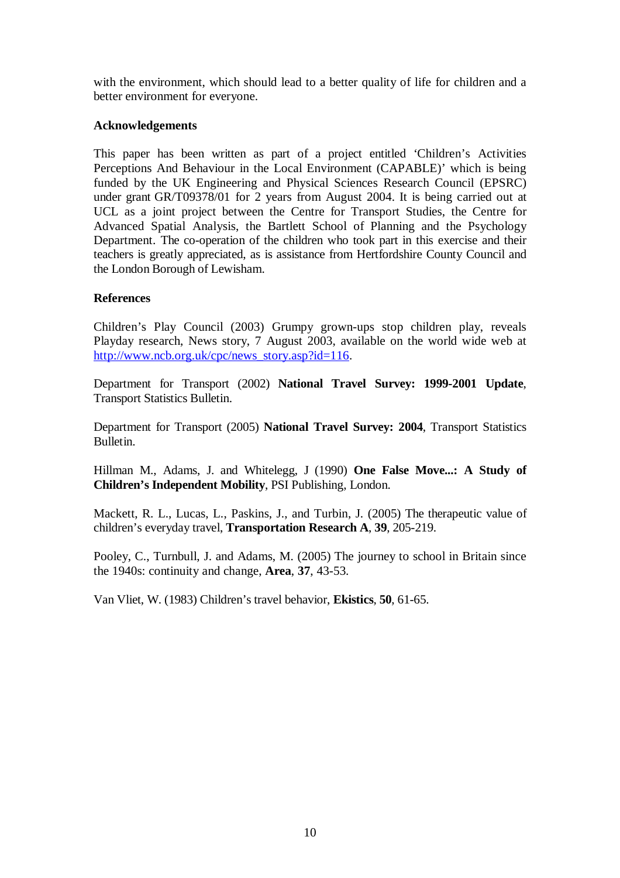with the environment, which should lead to a better quality of life for children and a better environment for everyone.

## Acknowledgements

This paper has been written as part of a project entitled 'Children's Activities Perceptions And Behaviour in the Local Environment (CAPABLE)' which is being funded by the UK Engineering and Physical Sciences Research Council (EPSRC) under grant GR/T09378/01 for 2 years from August 2004. It is being carried out at UCL as a joint project between the Centre for Transport Studies, the Centre for Advanced Spatial Analysis, the Bartlett School of Planning and the Psychology Department. The co-operation of the children who took part in this exercise and their teachers is greatly appreciated, as is assistance from Hertfordshire County Council and the London Borough of Lewisham.

## References

Children's Play Council (2003) Grumpy grown-ups stop children play, reveals Playday research, News story, 7 August 2003, available on the world wide web at http://www.ncb.org.uk/cpc/news_story.asp?id=116.

Department for Transport (2002) **National Travel Survey: 1999-2001 Update**, Transport Statistics Bulletin.

Department for Transport (2005) **National Travel Survey: 2004**, Transport Statistics Bulletin.

Hillman M., Adams, J. and Whitelegg, J (1990) **One False Move...: A Study of Children's Independent Mobility**, PSI Publishing, London.

Mackett, R. L., Lucas, L., Paskins, J., and Turbin, J. (2005) The therapeutic value of children's everyday travel, **Transportation Research A**, **39**, 205-219.

Pooley, C., Turnbull, J. and Adams, M. (2005) The journey to school in Britain since the 1940s: continuity and change, **Area**, **37**, 43-53.

Van Vliet, W. (1983) Children's travel behavior, **Ekistics**, **50**, 61-65.